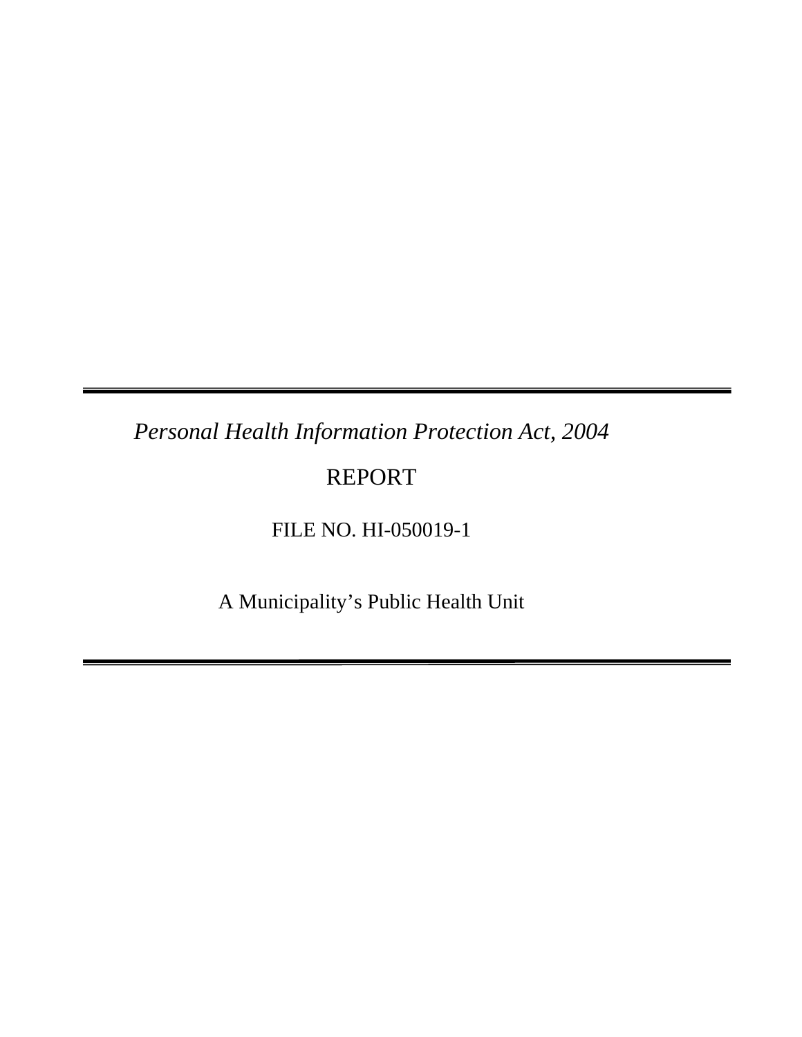---

*Personal Health Information Protection Act, 2004*

REPORT

FILE NO. HI-050019-1

A Municipality's Public Health Unit

---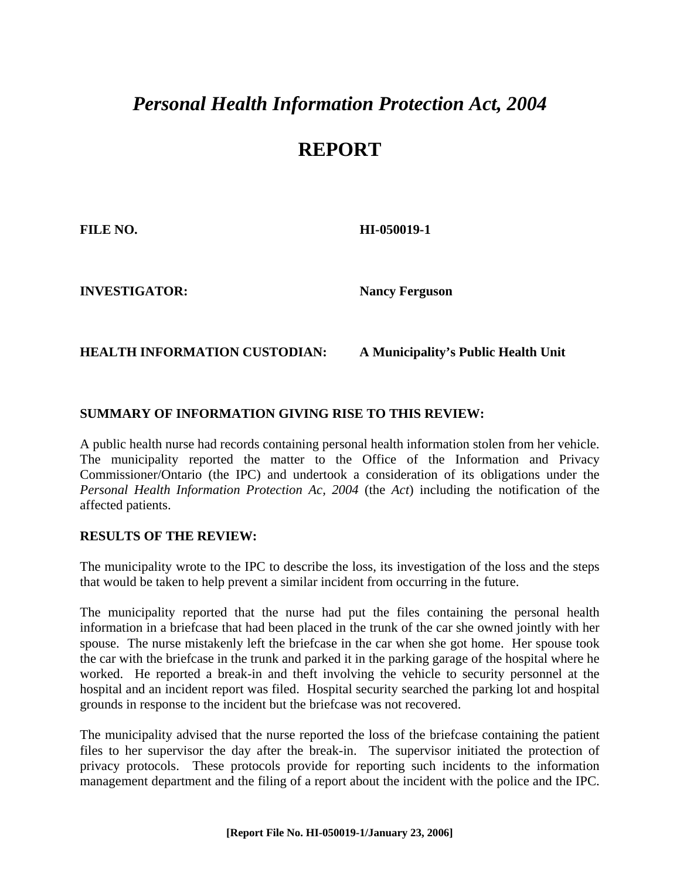# *Personal Health Information Protection Act, 2004*

# REPORT

**FILE NO.** **HI-050019-1**

**INVESTIGATOR:** **Nancy Ferguson**

**HEALTH INFORMATION CUSTODIAN:** **A Municipality's Public Health Unit**

## SUMMARY OF INFORMATION GIVING RISE TO THIS REVIEW:

A public health nurse had records containing personal health information stolen from her vehicle. The municipality reported the matter to the Office of the Information and Privacy Commissioner/Ontario (the IPC) and undertook a consideration of its obligations under the *Personal Health Information Protection Ac, 2004* (the *Act*) including the notification of the affected patients.

## RESULTS OF THE REVIEW:

The municipality wrote to the IPC to describe the loss, its investigation of the loss and the steps that would be taken to help prevent a similar incident from occurring in the future.

The municipality reported that the nurse had put the files containing the personal health information in a briefcase that had been placed in the trunk of the car she owned jointly with her spouse. The nurse mistakenly left the briefcase in the car when she got home. Her spouse took the car with the briefcase in the trunk and parked it in the parking garage of the hospital where he worked. He reported a break-in and theft involving the vehicle to security personnel at the hospital and an incident report was filed. Hospital security searched the parking lot and hospital grounds in response to the incident but the briefcase was not recovered.

The municipality advised that the nurse reported the loss of the briefcase containing the patient files to her supervisor the day after the break-in. The supervisor initiated the protection of privacy protocols. These protocols provide for reporting such incidents to the information management department and the filing of a report about the incident with the police and the IPC.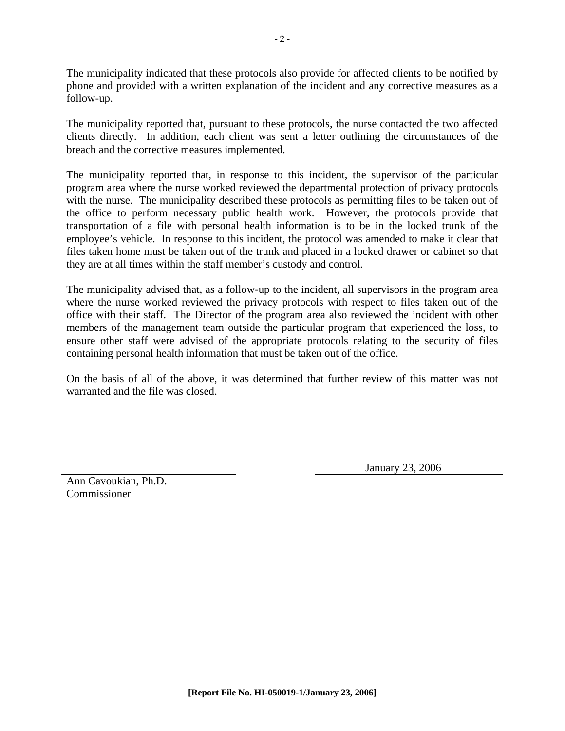The municipality indicated that these protocols also provide for affected clients to be notified by phone and provided with a written explanation of the incident and any corrective measures as a follow-up.

The municipality reported that, pursuant to these protocols, the nurse contacted the two affected clients directly. In addition, each client was sent a letter outlining the circumstances of the breach and the corrective measures implemented.

The municipality reported that, in response to this incident, the supervisor of the particular program area where the nurse worked reviewed the departmental protection of privacy protocols with the nurse. The municipality described these protocols as permitting files to be taken out of the office to perform necessary public health work. However, the protocols provide that transportation of a file with personal health information is to be in the locked trunk of the employee's vehicle. In response to this incident, the protocol was amended to make it clear that files taken home must be taken out of the trunk and placed in a locked drawer or cabinet so that they are at all times within the staff member's custody and control.

The municipality advised that, as a follow-up to the incident, all supervisors in the program area where the nurse worked reviewed the privacy protocols with respect to files taken out of the office with their staff. The Director of the program area also reviewed the incident with other members of the management team outside the particular program that experienced the loss, to ensure other staff were advised of the appropriate protocols relating to the security of files containing personal health information that must be taken out of the office.

On the basis of all of the above, it was determined that further review of this matter was not warranted and the file was closed.

January 23, 2006

Ann Cavoukian, Ph.D.
Commissioner

**[Report File No. HI-050019-1/January 23, 2006]**